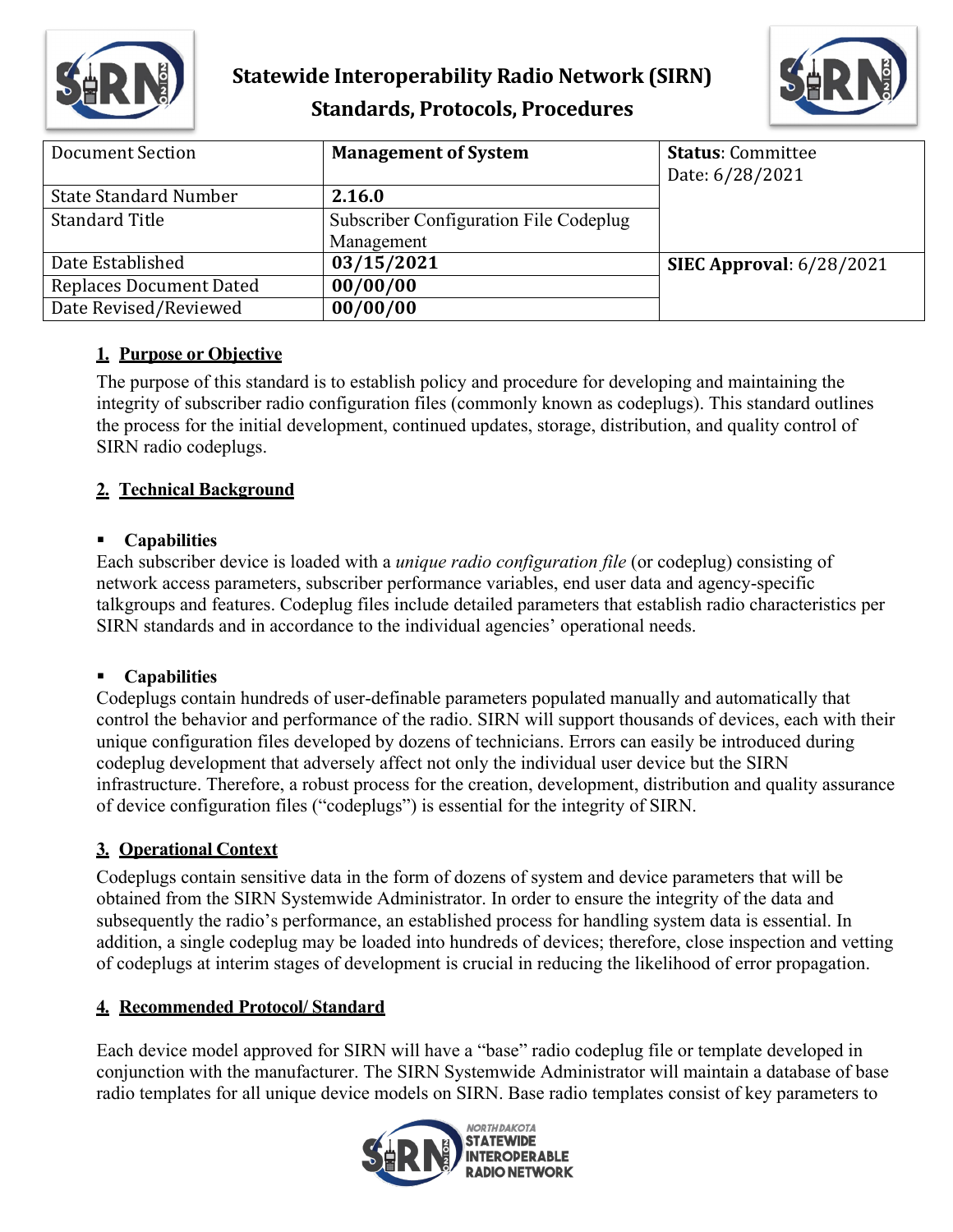# Statewide Interoperability Radio Network (SIRN)
## Standards, Protocols, Procedures

| Document Section | **Management of System** | **Status**: Committee Date: 6/28/2021 |
|---|---|---|
| State Standard Number | **2.16.0** | |
| Standard Title | Subscriber Configuration File Codeplug Management | |
| Date Established | **03/15/2021** | **SIEC Approval**: 6/28/2021 |
| Replaces Document Dated | **00/00/00** | |
| Date Revised/Reviewed | **00/00/00** | |

### 1. Purpose or Objective

The purpose of this standard is to establish policy and procedure for developing and maintaining the integrity of subscriber radio configuration files (commonly known as codeplugs). This standard outlines the process for the initial development, continued updates, storage, distribution, and quality control of SIRN radio codeplugs.

### 2. Technical Background

- **Capabilities**

Each subscriber device is loaded with a *unique radio configuration file* (or codeplug) consisting of network access parameters, subscriber performance variables, end user data and agency-specific talkgroups and features. Codeplug files include detailed parameters that establish radio characteristics per SIRN standards and in accordance to the individual agencies' operational needs.

- **Capabilities**

Codeplugs contain hundreds of user-definable parameters populated manually and automatically that control the behavior and performance of the radio. SIRN will support thousands of devices, each with their unique configuration files developed by dozens of technicians. Errors can easily be introduced during codeplug development that adversely affect not only the individual user device but the SIRN infrastructure. Therefore, a robust process for the creation, development, distribution and quality assurance of device configuration files ("codeplugs") is essential for the integrity of SIRN.

### 3. Operational Context

Codeplugs contain sensitive data in the form of dozens of system and device parameters that will be obtained from the SIRN Systemwide Administrator. In order to ensure the integrity of the data and subsequently the radio's performance, an established process for handling system data is essential. In addition, a single codeplug may be loaded into hundreds of devices; therefore, close inspection and vetting of codeplugs at interim stages of development is crucial in reducing the likelihood of error propagation.

### 4. Recommended Protocol/ Standard

Each device model approved for SIRN will have a "base" radio codeplug file or template developed in conjunction with the manufacturer. The SIRN Systemwide Administrator will maintain a database of base radio templates for all unique device models on SIRN. Base radio templates consist of key parameters to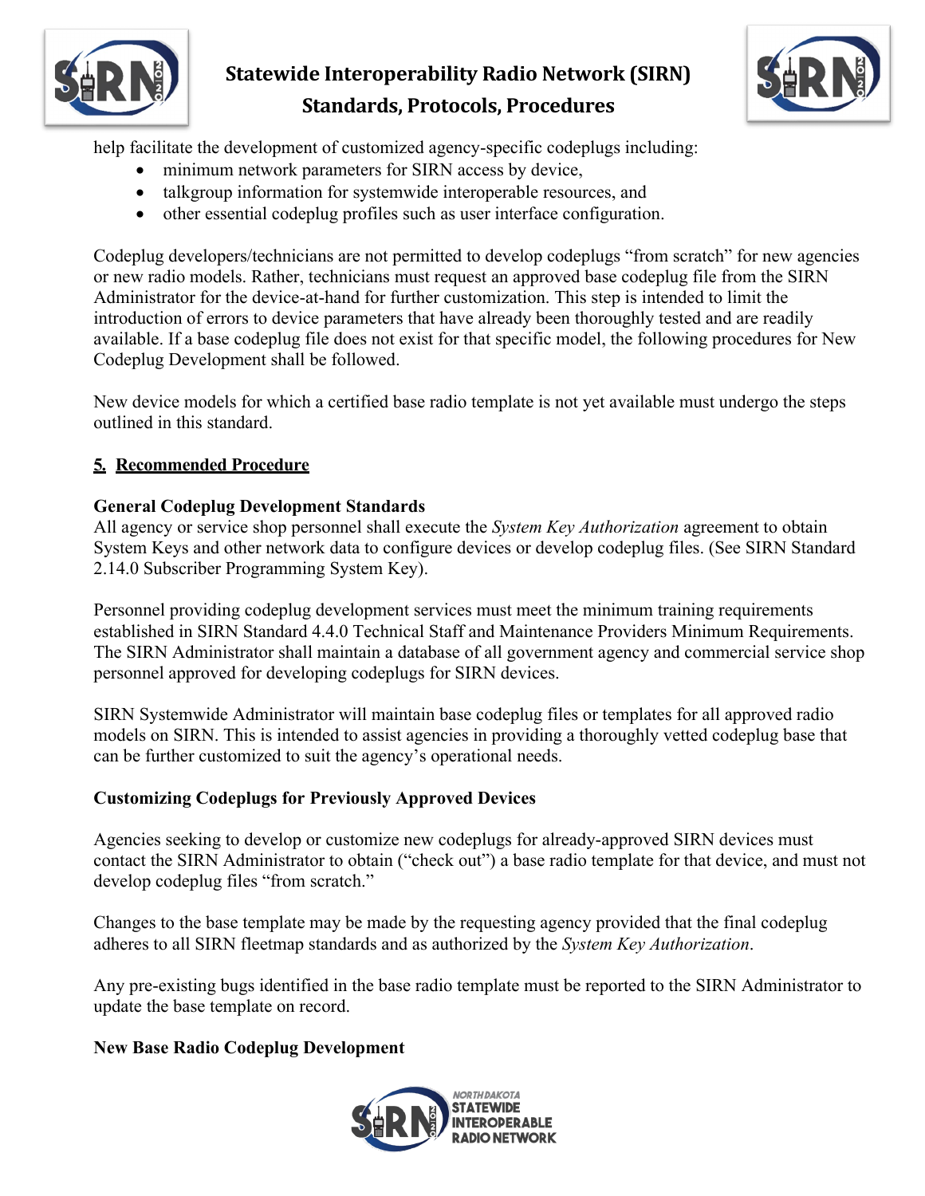help facilitate the development of customized agency-specific codeplugs including:

- minimum network parameters for SIRN access by device,
- talkgroup information for systemwide interoperable resources, and
- other essential codeplug profiles such as user interface configuration.

Codeplug developers/technicians are not permitted to develop codeplugs “from scratch” for new agencies or new radio models. Rather, technicians must request an approved base codeplug file from the SIRN Administrator for the device-at-hand for further customization. This step is intended to limit the introduction of errors to device parameters that have already been thoroughly tested and are readily available. If a base codeplug file does not exist for that specific model, the following procedures for New Codeplug Development shall be followed.

New device models for which a certified base radio template is not yet available must undergo the steps outlined in this standard.

## 5. Recommended Procedure

### General Codeplug Development Standards

All agency or service shop personnel shall execute the *System Key Authorization* agreement to obtain System Keys and other network data to configure devices or develop codeplug files. (See SIRN Standard 2.14.0 Subscriber Programming System Key).

Personnel providing codeplug development services must meet the minimum training requirements established in SIRN Standard 4.4.0 Technical Staff and Maintenance Providers Minimum Requirements. The SIRN Administrator shall maintain a database of all government agency and commercial service shop personnel approved for developing codeplugs for SIRN devices.

SIRN Systemwide Administrator will maintain base codeplug files or templates for all approved radio models on SIRN. This is intended to assist agencies in providing a thoroughly vetted codeplug base that can be further customized to suit the agency’s operational needs.

### Customizing Codeplugs for Previously Approved Devices

Agencies seeking to develop or customize new codeplugs for already-approved SIRN devices must contact the SIRN Administrator to obtain (“check out”) a base radio template for that device, and must not develop codeplug files “from scratch.”

Changes to the base template may be made by the requesting agency provided that the final codeplug adheres to all SIRN fleetmap standards and as authorized by the *System Key Authorization*.

Any pre-existing bugs identified in the base radio template must be reported to the SIRN Administrator to update the base template on record.

### New Base Radio Codeplug Development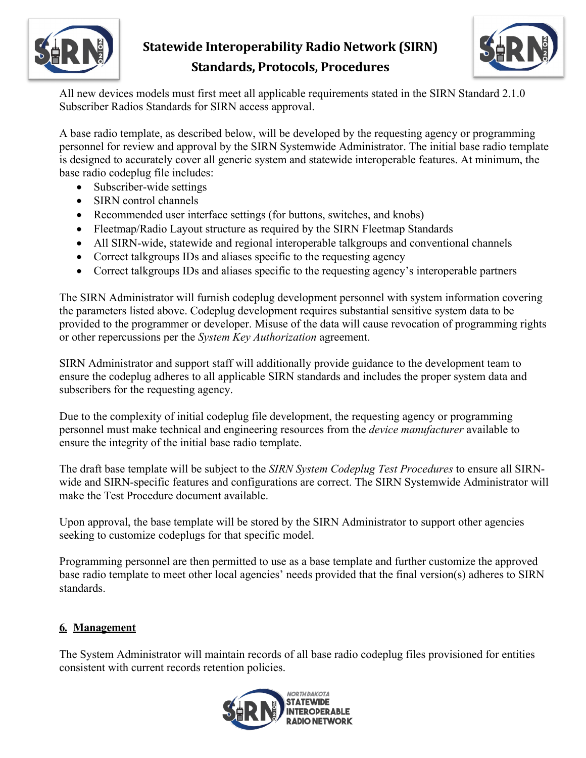All new devices models must first meet all applicable requirements stated in the SIRN Standard 2.1.0 Subscriber Radios Standards for SIRN access approval.

A base radio template, as described below, will be developed by the requesting agency or programming personnel for review and approval by the SIRN Systemwide Administrator. The initial base radio template is designed to accurately cover all generic system and statewide interoperable features. At minimum, the base radio codeplug file includes:

- Subscriber-wide settings
- SIRN control channels
- Recommended user interface settings (for buttons, switches, and knobs)
- Fleetmap/Radio Layout structure as required by the SIRN Fleetmap Standards
- All SIRN-wide, statewide and regional interoperable talkgroups and conventional channels
- Correct talkgroups IDs and aliases specific to the requesting agency
- Correct talkgroups IDs and aliases specific to the requesting agency's interoperable partners

The SIRN Administrator will furnish codeplug development personnel with system information covering the parameters listed above. Codeplug development requires substantial sensitive system data to be provided to the programmer or developer. Misuse of the data will cause revocation of programming rights or other repercussions per the *System Key Authorization* agreement.

SIRN Administrator and support staff will additionally provide guidance to the development team to ensure the codeplug adheres to all applicable SIRN standards and includes the proper system data and subscribers for the requesting agency.

Due to the complexity of initial codeplug file development, the requesting agency or programming personnel must make technical and engineering resources from the *device manufacturer* available to ensure the integrity of the initial base radio template.

The draft base template will be subject to the *SIRN System Codeplug Test Procedures* to ensure all SIRN-wide and SIRN-specific features and configurations are correct. The SIRN Systemwide Administrator will make the Test Procedure document available.

Upon approval, the base template will be stored by the SIRN Administrator to support other agencies seeking to customize codeplugs for that specific model.

Programming personnel are then permitted to use as a base template and further customize the approved base radio template to meet other local agencies' needs provided that the final version(s) adheres to SIRN standards.

## 6. Management

The System Administrator will maintain records of all base radio codeplug files provisioned for entities consistent with current records retention policies.